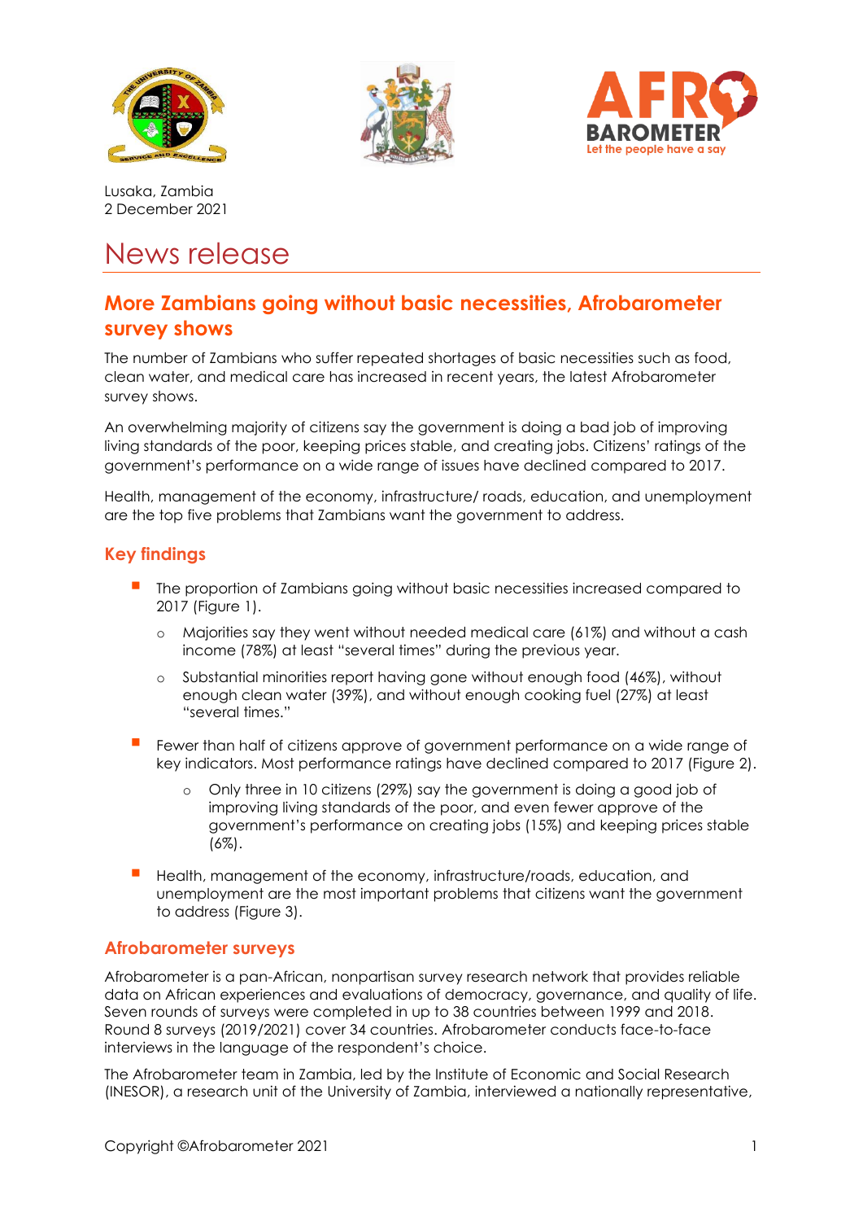Lusaka, Zambia
2 December 2021

# News release

## More Zambians going without basic necessities, Afrobarometer survey shows

The number of Zambians who suffer repeated shortages of basic necessities such as food, clean water, and medical care has increased in recent years, the latest Afrobarometer survey shows.

An overwhelming majority of citizens say the government is doing a bad job of improving living standards of the poor, keeping prices stable, and creating jobs. Citizens' ratings of the government's performance on a wide range of issues have declined compared to 2017.

Health, management of the economy, infrastructure/ roads, education, and unemployment are the top five problems that Zambians want the government to address.

### Key findings

- The proportion of Zambians going without basic necessities increased compared to 2017 (Figure 1).
  - Majorities say they went without needed medical care (61%) and without a cash income (78%) at least "several times" during the previous year.
  - Substantial minorities report having gone without enough food (46%), without enough clean water (39%), and without enough cooking fuel (27%) at least "several times."
- Fewer than half of citizens approve of government performance on a wide range of key indicators. Most performance ratings have declined compared to 2017 (Figure 2).
  - Only three in 10 citizens (29%) say the government is doing a good job of improving living standards of the poor, and even fewer approve of the government's performance on creating jobs (15%) and keeping prices stable (6%).
- Health, management of the economy, infrastructure/roads, education, and unemployment are the most important problems that citizens want the government to address (Figure 3).

### Afrobarometer surveys

Afrobarometer is a pan-African, nonpartisan survey research network that provides reliable data on African experiences and evaluations of democracy, governance, and quality of life. Seven rounds of surveys were completed in up to 38 countries between 1999 and 2018. Round 8 surveys (2019/2021) cover 34 countries. Afrobarometer conducts face-to-face interviews in the language of the respondent's choice.

The Afrobarometer team in Zambia, led by the Institute of Economic and Social Research (INESOR), a research unit of the University of Zambia, interviewed a nationally representative,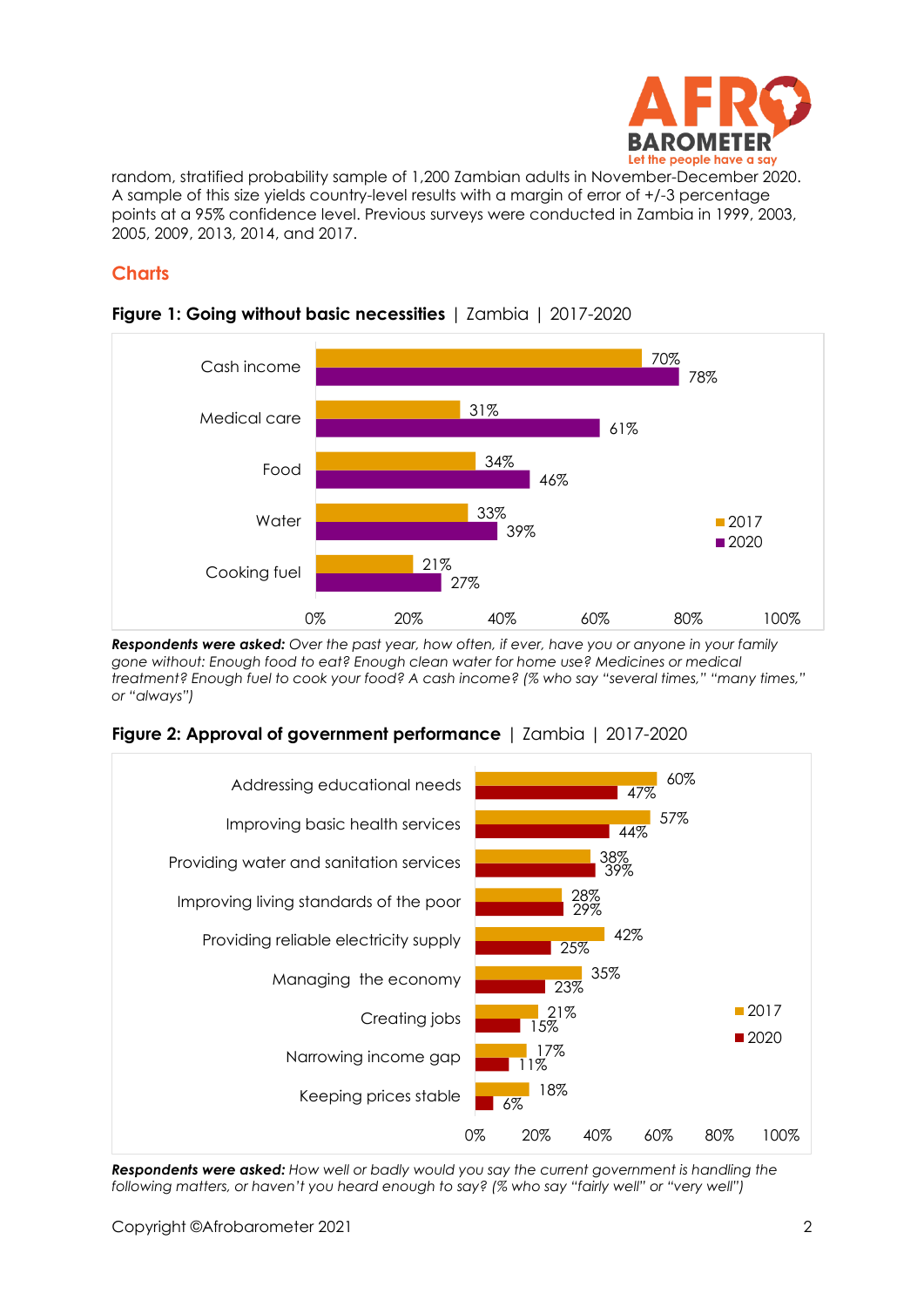random, stratified probability sample of 1,200 Zambian adults in November-December 2020. A sample of this size yields country-level results with a margin of error of +/-3 percentage points at a 95% confidence level. Previous surveys were conducted in Zambia in 1999, 2003, 2005, 2009, 2013, 2014, and 2017.

## Charts

**Figure 1: Going without basic necessities** | Zambia | 2017-2020

| | 2017 | 2020 |
|---|---|---|
| Cash income | 70% | 78% |
| Medical care | 31% | 61% |
| Food | 34% | 46% |
| Water | 33% | 39% |
| Cooking fuel | 21% | 27% |

***Respondents were asked:*** *Over the past year, how often, if ever, have you or anyone in your family gone without: Enough food to eat? Enough clean water for home use? Medicines or medical treatment? Enough fuel to cook your food? A cash income? (% who say "several times," "many times," or "always")*

**Figure 2: Approval of government performance** | Zambia | 2017-2020

| | 2017 | 2020 |
|---|---|---|
| Addressing educational needs | 60% | 47% |
| Improving basic health services | 57% | 44% |
| Providing water and sanitation services | 38% | 39% |
| Improving living standards of the poor | 28% | 29% |
| Providing reliable electricity supply | 42% | 25% |
| Managing the economy | 35% | 23% |
| Creating jobs | 21% | 15% |
| Narrowing income gap | 17% | 11% |
| Keeping prices stable | 18% | 6% |

***Respondents were asked:*** *How well or badly would you say the current government is handling the following matters, or haven't you heard enough to say? (% who say "fairly well" or "very well")*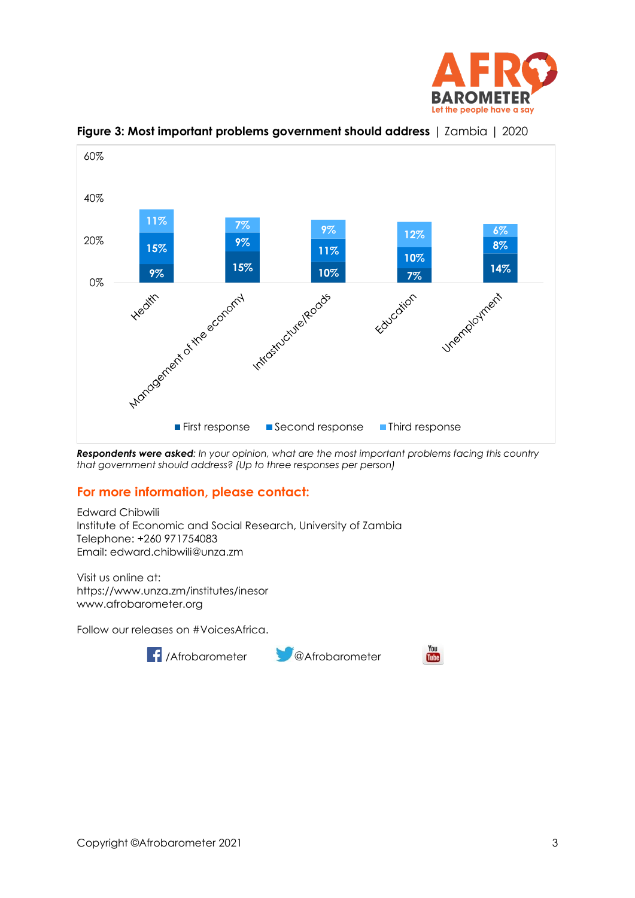**Figure 3: Most important problems government should address** | Zambia | 2020

60%
40%
20%
0%

Health: 9% | 15% | 11%
Management of the economy: 15% | 9% | 7%
Infrastructure/Roads: 10% | 11% | 9%
Education: 7% | 10% | 12%
Unemployment: 14% | 8% | 6%

First response | Second response | Third response

***Respondents were asked**: In your opinion, what are the most important problems facing this country that government should address? (Up to three responses per person)*

## For more information, please contact:

Edward Chibwili
Institute of Economic and Social Research, University of Zambia
Telephone: +260 971754083
Email: edward.chibwili@unza.zm

Visit us online at:
https://www.unza.zm/institutes/inesor
www.afrobarometer.org

Follow our releases on #VoicesAfrica.

/Afrobarometer @Afrobarometer

Copyright ©Afrobarometer 2021